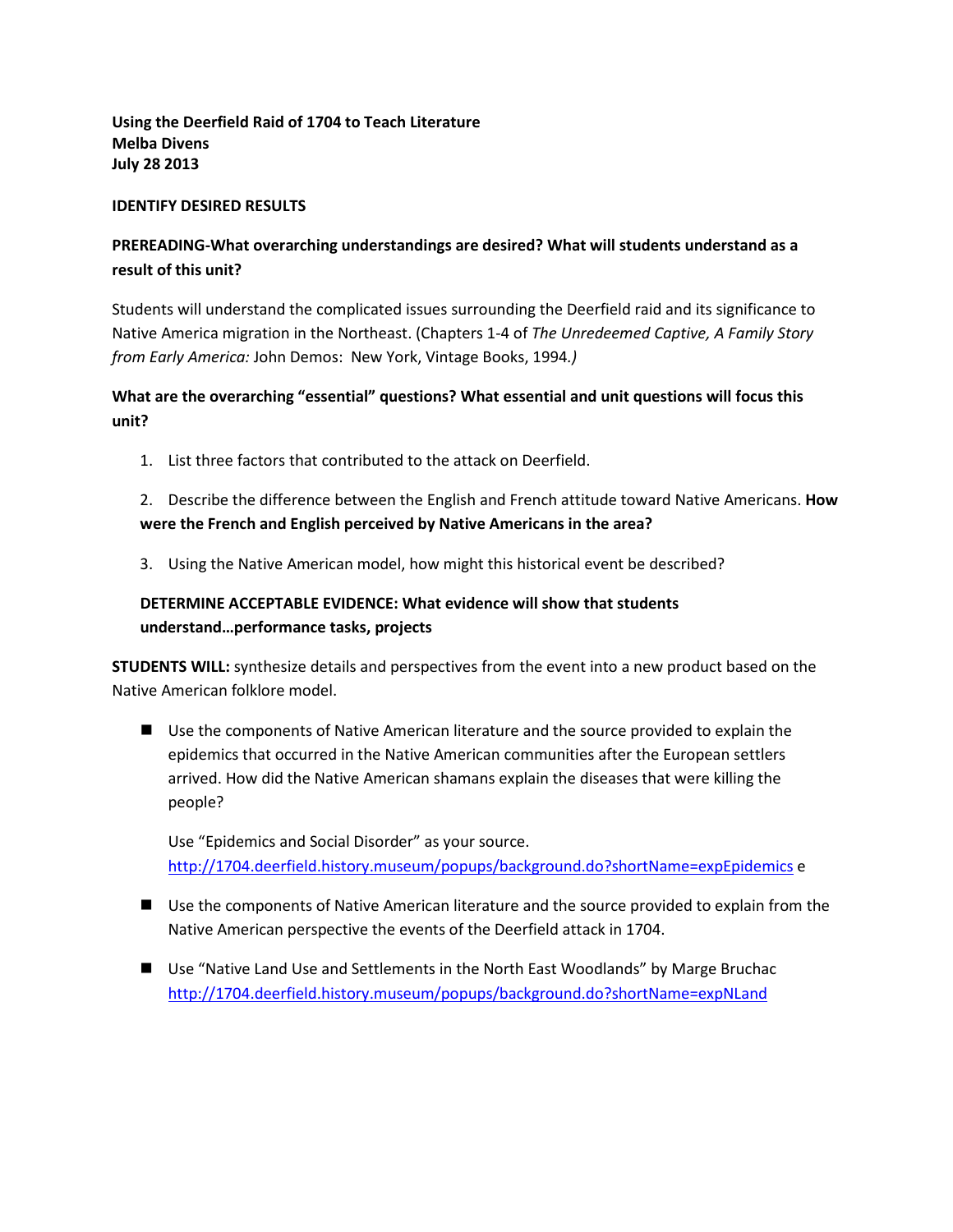**Using the Deerfield Raid of 1704 to Teach Literature**
**Melba Divens**
**July 28 2013**

**IDENTIFY DESIRED RESULTS**

**PREREADING-What overarching understandings are desired? What will students understand as a result of this unit?**

Students will understand the complicated issues surrounding the Deerfield raid and its significance to Native America migration in the Northeast. (Chapters 1-4 of *The Unredeemed Captive, A Family Story from Early America:* John Demos: New York, Vintage Books, 1994.*)*

**What are the overarching "essential" questions? What essential and unit questions will focus this unit?**

1. List three factors that contributed to the attack on Deerfield.

2. Describe the difference between the English and French attitude toward Native Americans. **How were the French and English perceived by Native Americans in the area?**

3. Using the Native American model, how might this historical event be described?

**DETERMINE ACCEPTABLE EVIDENCE: What evidence will show that students understand…performance tasks, projects**

**STUDENTS WILL:** synthesize details and perspectives from the event into a new product based on the Native American folklore model.

- Use the components of Native American literature and the source provided to explain the epidemics that occurred in the Native American communities after the European settlers arrived. How did the Native American shamans explain the diseases that were killing the people?

  Use "Epidemics and Social Disorder" as your source. http://1704.deerfield.history.museum/popups/background.do?shortName=expEpidemics e

- Use the components of Native American literature and the source provided to explain from the Native American perspective the events of the Deerfield attack in 1704.

- Use "Native Land Use and Settlements in the North East Woodlands" by Marge Bruchac http://1704.deerfield.history.museum/popups/background.do?shortName=expNLand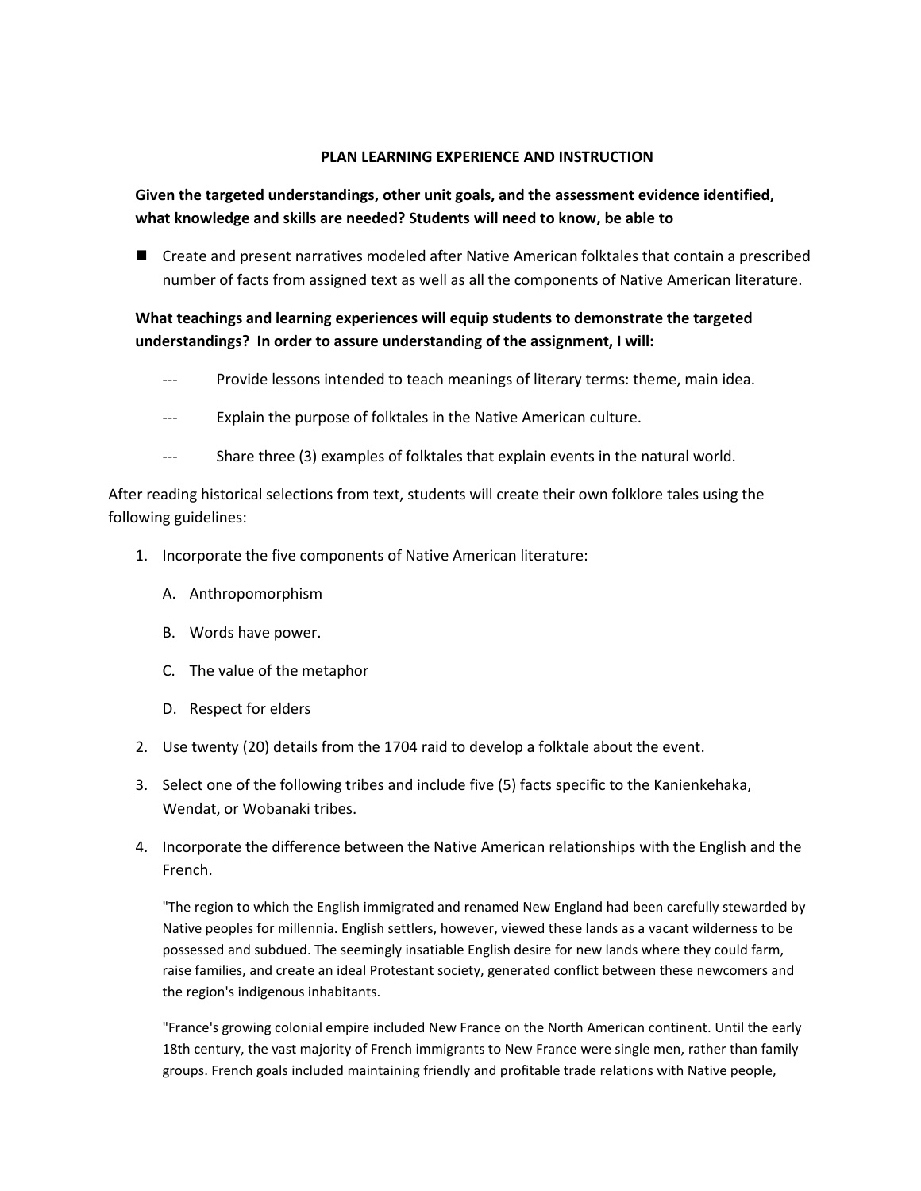**PLAN LEARNING EXPERIENCE AND INSTRUCTION**

**Given the targeted understandings, other unit goals, and the assessment evidence identified, what knowledge and skills are needed? Students will need to know, be able to**

- Create and present narratives modeled after Native American folktales that contain a prescribed number of facts from assigned text as well as all the components of Native American literature.

**What teachings and learning experiences will equip students to demonstrate the targeted understandings? <u>In order to assure understanding of the assignment, I will:</u>**

--- Provide lessons intended to teach meanings of literary terms: theme, main idea.

--- Explain the purpose of folktales in the Native American culture.

--- Share three (3) examples of folktales that explain events in the natural world.

After reading historical selections from text, students will create their own folklore tales using the following guidelines:

1. Incorporate the five components of Native American literature:
   A. Anthropomorphism
   B. Words have power.
   C. The value of the metaphor
   D. Respect for elders
2. Use twenty (20) details from the 1704 raid to develop a folktale about the event.
3. Select one of the following tribes and include five (5) facts specific to the Kanienkehaka, Wendat, or Wobanaki tribes.
4. Incorporate the difference between the Native American relationships with the English and the French.

   "The region to which the English immigrated and renamed New England had been carefully stewarded by Native peoples for millennia. English settlers, however, viewed these lands as a vacant wilderness to be possessed and subdued. The seemingly insatiable English desire for new lands where they could farm, raise families, and create an ideal Protestant society, generated conflict between these newcomers and the region's indigenous inhabitants.

   "France's growing colonial empire included New France on the North American continent. Until the early 18th century, the vast majority of French immigrants to New France were single men, rather than family groups. French goals included maintaining friendly and profitable trade relations with Native people,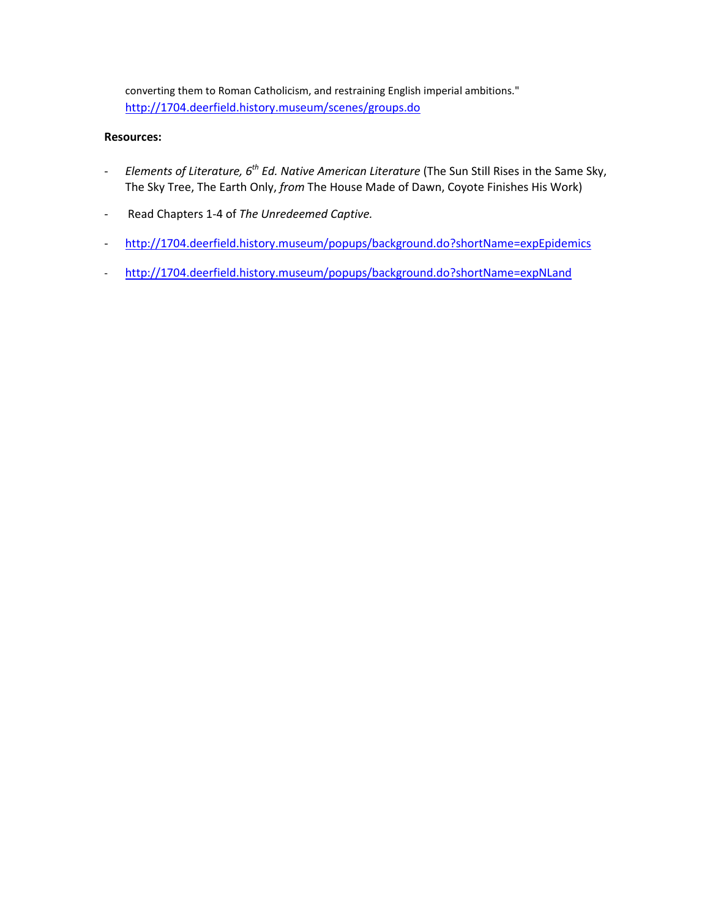converting them to Roman Catholicism, and restraining English imperial ambitions."
http://1704.deerfield.history.museum/scenes/groups.do

**Resources:**

- *Elements of Literature, 6th Ed. Native American Literature* (The Sun Still Rises in the Same Sky, The Sky Tree, The Earth Only, *from* The House Made of Dawn, Coyote Finishes His Work)
- Read Chapters 1-4 of *The Unredeemed Captive.*
- http://1704.deerfield.history.museum/popups/background.do?shortName=expEpidemics
- http://1704.deerfield.history.museum/popups/background.do?shortName=expNLand